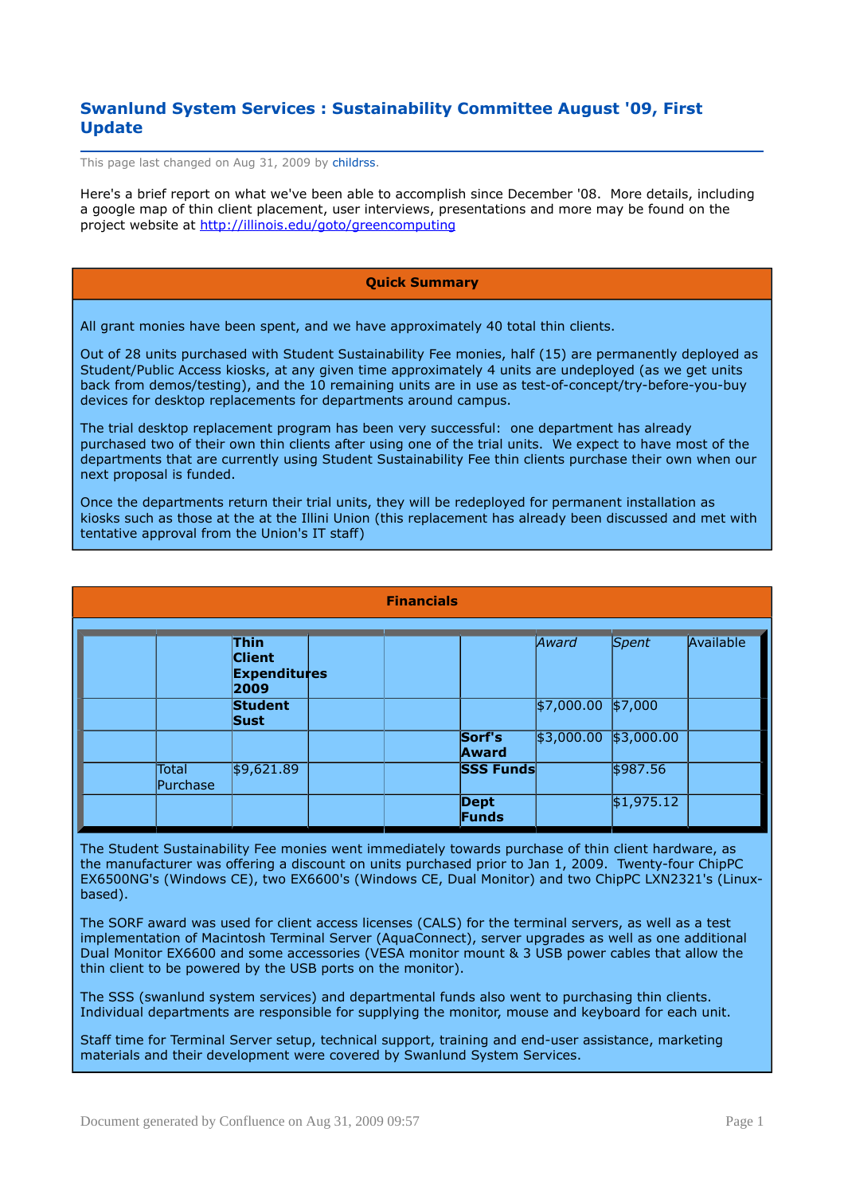# Swanlund System Services : Sustainability Committee August '09, First Update

This page last changed on Aug 31, 2009 by childrss.

Here's a brief report on what we've been able to accomplish since December '08. More details, including a google map of thin client placement, user interviews, presentations and more may be found on the project website at http://illinois.edu/goto/greencomputing

## Quick Summary

All grant monies have been spent, and we have approximately 40 total thin clients.

Out of 28 units purchased with Student Sustainability Fee monies, half (15) are permanently deployed as Student/Public Access kiosks, at any given time approximately 4 units are undeployed (as we get units back from demos/testing), and the 10 remaining units are in use as test-of-concept/try-before-you-buy devices for desktop replacements for departments around campus.

The trial desktop replacement program has been very successful: one department has already purchased two of their own thin clients after using one of the trial units. We expect to have most of the departments that are currently using Student Sustainability Fee thin clients purchase their own when our next proposal is funded.

Once the departments return their trial units, they will be redeployed for permanent installation as kiosks such as those at the at the Illini Union (this replacement has already been discussed and met with tentative approval from the Union's IT staff)

## Financials

| | | **Thin Client Expenditures 2009** | | | | *Award* | *Spent* | Available |
|---|---|---|---|---|---|---|---|---|
| | | **Student Sust** | | | | $7,000.00 | $7,000 | |
| | | | | | **Sorf's Award** | $3,000.00 | $3,000.00 | |
| | Total Purchase | $9,621.89 | | | **SSS Funds** | | $987.56 | |
| | | | | | **Dept Funds** | | $1,975.12 | |

The Student Sustainability Fee monies went immediately towards purchase of thin client hardware, as the manufacturer was offering a discount on units purchased prior to Jan 1, 2009. Twenty-four ChipPC EX6500NG's (Windows CE), two EX6600's (Windows CE, Dual Monitor) and two ChipPC LXN2321's (Linux-based).

The SORF award was used for client access licenses (CALS) for the terminal servers, as well as a test implementation of Macintosh Terminal Server (AquaConnect), server upgrades as well as one additional Dual Monitor EX6600 and some accessories (VESA monitor mount & 3 USB power cables that allow the thin client to be powered by the USB ports on the monitor).

The SSS (swanlund system services) and departmental funds also went to purchasing thin clients. Individual departments are responsible for supplying the monitor, mouse and keyboard for each unit.

Staff time for Terminal Server setup, technical support, training and end-user assistance, marketing materials and their development were covered by Swanlund System Services.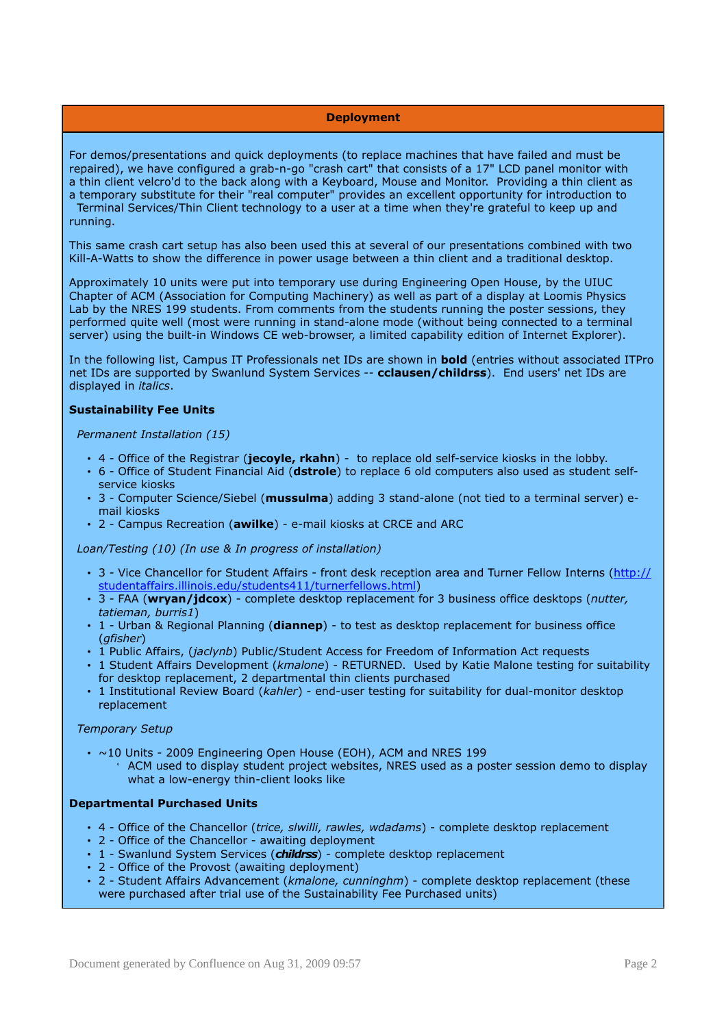## Deployment

For demos/presentations and quick deployments (to replace machines that have failed and must be repaired), we have configured a grab-n-go "crash cart" that consists of a 17" LCD panel monitor with a thin client velcro'd to the back along with a Keyboard, Mouse and Monitor. Providing a thin client as a temporary substitute for their "real computer" provides an excellent opportunity for introduction to Terminal Services/Thin Client technology to a user at a time when they're grateful to keep up and running.

This same crash cart setup has also been used this at several of our presentations combined with two Kill-A-Watts to show the difference in power usage between a thin client and a traditional desktop.

Approximately 10 units were put into temporary use during Engineering Open House, by the UIUC Chapter of ACM (Association for Computing Machinery) as well as part of a display at Loomis Physics Lab by the NRES 199 students. From comments from the students running the poster sessions, they performed quite well (most were running in stand-alone mode (without being connected to a terminal server) using the built-in Windows CE web-browser, a limited capability edition of Internet Explorer).

In the following list, Campus IT Professionals net IDs are shown in **bold** (entries without associated ITPro net IDs are supported by Swanlund System Services -- **cclausen/childrss**). End users' net IDs are displayed in *italics*.

**Sustainability Fee Units**

*Permanent Installation (15)*

- 4 - Office of the Registrar (**jecoyle, rkahn**) - to replace old self-service kiosks in the lobby.
- 6 - Office of Student Financial Aid (**dstrole**) to replace 6 old computers also used as student self-service kiosks
- 3 - Computer Science/Siebel (**mussulma**) adding 3 stand-alone (not tied to a terminal server) e-mail kiosks
- 2 - Campus Recreation (**awilke**) - e-mail kiosks at CRCE and ARC

*Loan/Testing (10) (In use & In progress of installation)*

- 3 - Vice Chancellor for Student Affairs - front desk reception area and Turner Fellow Interns (http://studentaffairs.illinois.edu/students411/turnerfellows.html)
- 3 - FAA (**wryan/jdcox**) - complete desktop replacement for 3 business office desktops (*nutter, tatieman, burris1*)
- 1 - Urban & Regional Planning (**diannep**) - to test as desktop replacement for business office (*gfisher*)
- 1 Public Affairs, (*jaclynb*) Public/Student Access for Freedom of Information Act requests
- 1 Student Affairs Development (*kmalone*) - RETURNED. Used by Katie Malone testing for suitability for desktop replacement, 2 departmental thin clients purchased
- 1 Institutional Review Board (*kahler*) - end-user testing for suitability for dual-monitor desktop replacement

*Temporary Setup*

- ~10 Units - 2009 Engineering Open House (EOH), ACM and NRES 199
  - ACM used to display student project websites, NRES used as a poster session demo to display what a low-energy thin-client looks like

**Departmental Purchased Units**

- 4 - Office of the Chancellor (*trice, slwilli, rawles, wdadams*) - complete desktop replacement
- 2 - Office of the Chancellor - awaiting deployment
- 1 - Swanlund System Services (***childrss***) - complete desktop replacement
- 2 - Office of the Provost (awaiting deployment)
- 2 - Student Affairs Advancement (*kmalone, cunninghm*) - complete desktop replacement (these were purchased after trial use of the Sustainability Fee Purchased units)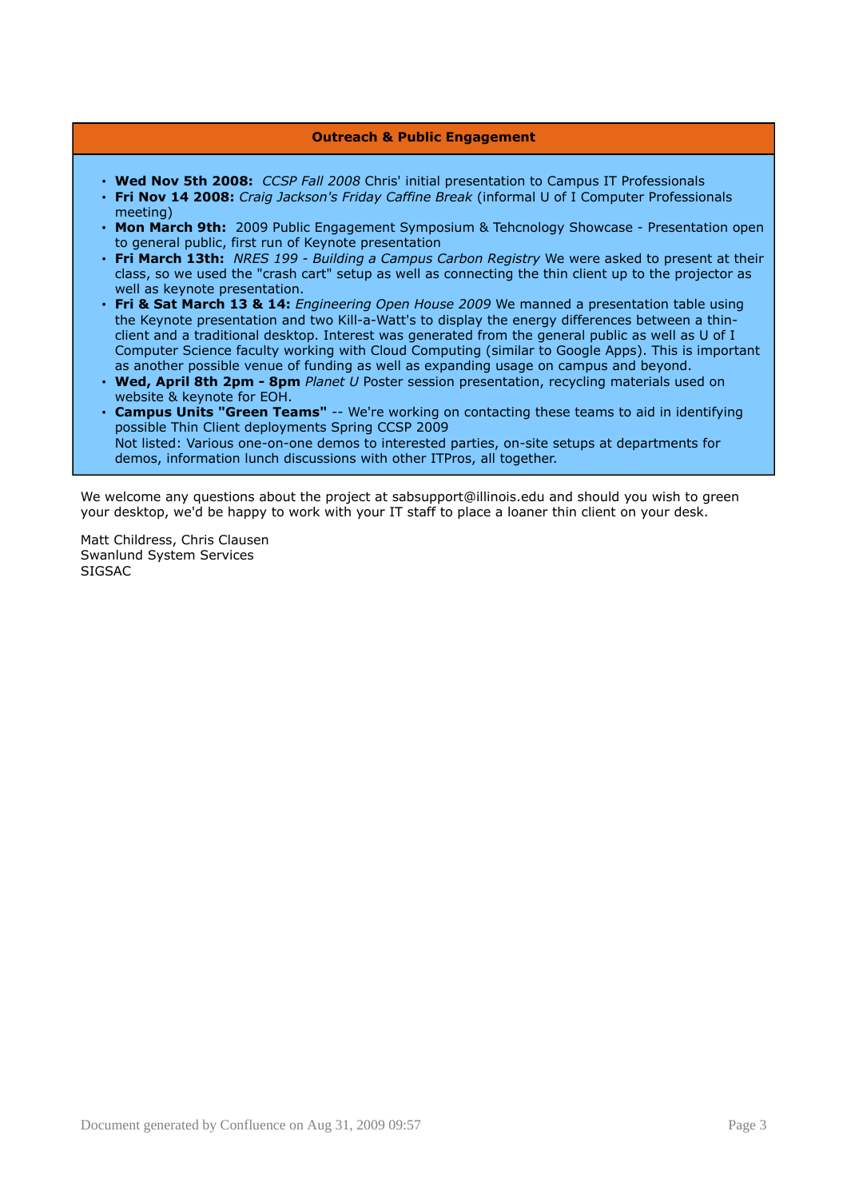## Outreach & Public Engagement

- **Wed Nov 5th 2008:** *CCSP Fall 2008* Chris' initial presentation to Campus IT Professionals
- **Fri Nov 14 2008:** *Craig Jackson's Friday Caffine Break* (informal U of I Computer Professionals meeting)
- **Mon March 9th:** 2009 Public Engagement Symposium & Tehcnology Showcase - Presentation open to general public, first run of Keynote presentation
- **Fri March 13th:** *NRES 199 - Building a Campus Carbon Registry* We were asked to present at their class, so we used the "crash cart" setup as well as connecting the thin client up to the projector as well as keynote presentation.
- **Fri & Sat March 13 & 14:** *Engineering Open House 2009* We manned a presentation table using the Keynote presentation and two Kill-a-Watt's to display the energy differences between a thin-client and a traditional desktop. Interest was generated from the general public as well as U of I Computer Science faculty working with Cloud Computing (similar to Google Apps). This is important as another possible venue of funding as well as expanding usage on campus and beyond.
- **Wed, April 8th 2pm - 8pm** *Planet U* Poster session presentation, recycling materials used on website & keynote for EOH.
- **Campus Units "Green Teams"** -- We're working on contacting these teams to aid in identifying possible Thin Client deployments Spring CCSP 2009
  Not listed: Various one-on-one demos to interested parties, on-site setups at departments for demos, information lunch discussions with other ITPros, all together.

We welcome any questions about the project at sabsupport@illinois.edu and should you wish to green your desktop, we'd be happy to work with your IT staff to place a loaner thin client on your desk.

Matt Childress, Chris Clausen
Swanlund System Services
SIGSAC